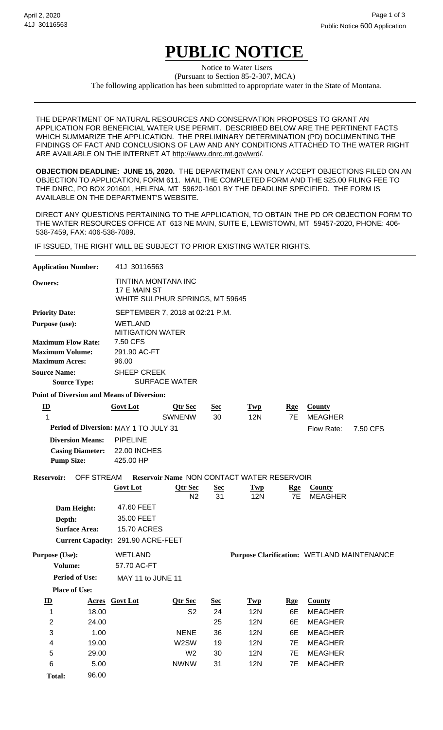April 2, 2020
41J 30116563

Public Notice 600 Application

# PUBLIC NOTICE

Notice to Water Users
(Pursuant to Section 85-2-307, MCA)
The following application has been submitted to appropriate water in the State of Montana.

---

THE DEPARTMENT OF NATURAL RESOURCES AND CONSERVATION PROPOSES TO GRANT AN APPLICATION FOR BENEFICIAL WATER USE PERMIT. DESCRIBED BELOW ARE THE PERTINENT FACTS WHICH SUMMARIZE THE APPLICATION. THE PRELIMINARY DETERMINATION (PD) DOCUMENTING THE FINDINGS OF FACT AND CONCLUSIONS OF LAW AND ANY CONDITIONS ATTACHED TO THE WATER RIGHT ARE AVAILABLE ON THE INTERNET AT http://www.dnrc.mt.gov/wrd/.

**OBJECTION DEADLINE: JUNE 15, 2020.** THE DEPARTMENT CAN ONLY ACCEPT OBJECTIONS FILED ON AN OBJECTION TO APPLICATION, FORM 611. MAIL THE COMPLETED FORM AND THE $25.00 FILING FEE TO THE DNRC, PO BOX 201601, HELENA, MT 59620-1601 BY THE DEADLINE SPECIFIED. THE FORM IS AVAILABLE ON THE DEPARTMENT'S WEBSITE.

DIRECT ANY QUESTIONS PERTAINING TO THE APPLICATION, TO OBTAIN THE PD OR OBJECTION FORM TO THE WATER RESOURCES OFFICE AT 613 NE MAIN, SUITE E, LEWISTOWN, MT 59457-2020, PHONE: 406-538-7459, FAX: 406-538-7089.

IF ISSUED, THE RIGHT WILL BE SUBJECT TO PRIOR EXISTING WATER RIGHTS.

---

**Application Number:** 41J 30116563

**Owners:** TINTINA MONTANA INC
17 E MAIN ST
WHITE SULPHUR SPRINGS, MT 59645

**Priority Date:** SEPTEMBER 7, 2018 at 02:21 P.M.

**Purpose (use):** WETLAND
MITIGATION WATER

**Maximum Flow Rate:** 7.50 CFS

**Maximum Volume:** 291.90 AC-FT

**Maximum Acres:** 96.00

**Source Name:** SHEEP CREEK

**Source Type:** SURFACE WATER

**Point of Diversion and Means of Diversion:**

| ID | Govt Lot | Qtr Sec | Sec | Twp | Rge | County |
|---|---|---|---|---|---|---|
| 1 | | SWNENW | 30 | 12N | 7E | MEAGHER |

**Period of Diversion:** MAY 1 TO JULY 31 — Flow Rate: 7.50 CFS

**Diversion Means:** PIPELINE

**Casing Diameter:** 22.00 INCHES

**Pump Size:** 425.00 HP

**Reservoir:** OFF STREAM — **Reservoir Name** NON CONTACT WATER RESERVOIR

| Govt Lot | Qtr Sec | Sec | Twp | Rge | County |
|---|---|---|---|---|---|
| | N2 | 31 | 12N | 7E | MEAGHER |

**Dam Height:** 47.60 FEET

**Depth:** 35.00 FEET

**Surface Area:** 15.70 ACRES

**Current Capacity:** 291.90 ACRE-FEET

**Purpose (Use):** WETLAND — **Purpose Clarification:** WETLAND MAINTENANCE

**Volume:** 57.70 AC-FT

**Period of Use:** MAY 11 to JUNE 11

**Place of Use:**

| ID | Acres | Govt Lot | Qtr Sec | Sec | Twp | Rge | County |
|---|---|---|---|---|---|---|---|
| 1 | 18.00 | | S2 | 24 | 12N | 6E | MEAGHER |
| 2 | 24.00 | | | 25 | 12N | 6E | MEAGHER |
| 3 | 1.00 | | NENE | 36 | 12N | 6E | MEAGHER |
| 4 | 19.00 | | W2SW | 19 | 12N | 7E | MEAGHER |
| 5 | 29.00 | | W2 | 30 | 12N | 7E | MEAGHER |
| 6 | 5.00 | | NWNW | 31 | 12N | 7E | MEAGHER |
| **Total:** | 96.00 | | | | | | |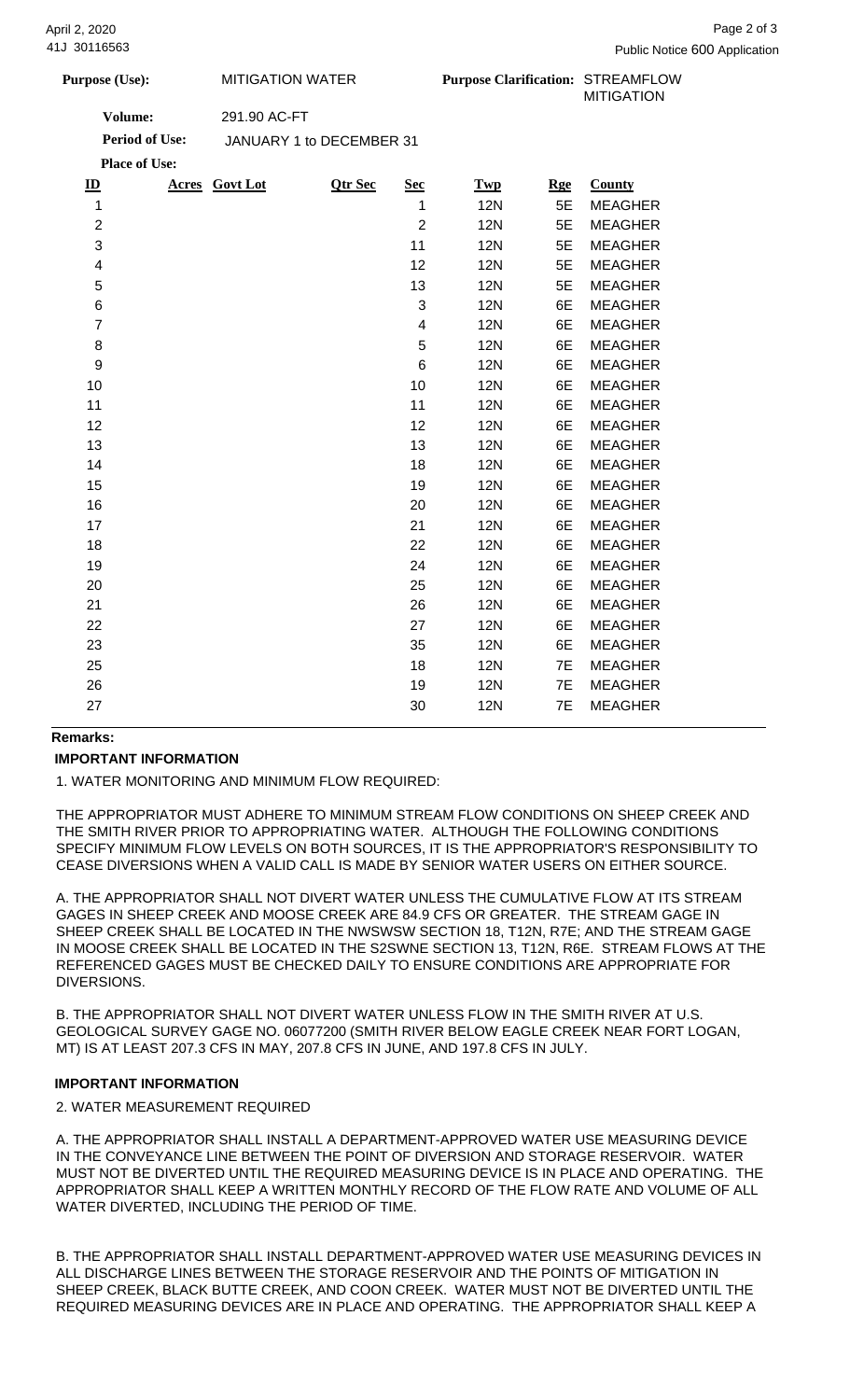**Purpose (Use):** MITIGATION WATER **Purpose Clarification:** STREAMFLOW MITIGATION

**Volume:** 291.90 AC-FT

**Period of Use:** JANUARY 1 to DECEMBER 31

**Place of Use:**

| ID | Acres | Govt Lot | Qtr Sec | Sec | Twp | Rge | County |
|---|---|---|---|---|---|---|---|
| 1 | | | | 1 | 12N | 5E | MEAGHER |
| 2 | | | | 2 | 12N | 5E | MEAGHER |
| 3 | | | | 11 | 12N | 5E | MEAGHER |
| 4 | | | | 12 | 12N | 5E | MEAGHER |
| 5 | | | | 13 | 12N | 5E | MEAGHER |
| 6 | | | | 3 | 12N | 6E | MEAGHER |
| 7 | | | | 4 | 12N | 6E | MEAGHER |
| 8 | | | | 5 | 12N | 6E | MEAGHER |
| 9 | | | | 6 | 12N | 6E | MEAGHER |
| 10 | | | | 10 | 12N | 6E | MEAGHER |
| 11 | | | | 11 | 12N | 6E | MEAGHER |
| 12 | | | | 12 | 12N | 6E | MEAGHER |
| 13 | | | | 13 | 12N | 6E | MEAGHER |
| 14 | | | | 18 | 12N | 6E | MEAGHER |
| 15 | | | | 19 | 12N | 6E | MEAGHER |
| 16 | | | | 20 | 12N | 6E | MEAGHER |
| 17 | | | | 21 | 12N | 6E | MEAGHER |
| 18 | | | | 22 | 12N | 6E | MEAGHER |
| 19 | | | | 24 | 12N | 6E | MEAGHER |
| 20 | | | | 25 | 12N | 6E | MEAGHER |
| 21 | | | | 26 | 12N | 6E | MEAGHER |
| 22 | | | | 27 | 12N | 6E | MEAGHER |
| 23 | | | | 35 | 12N | 6E | MEAGHER |
| 25 | | | | 18 | 12N | 7E | MEAGHER |
| 26 | | | | 19 | 12N | 7E | MEAGHER |
| 27 | | | | 30 | 12N | 7E | MEAGHER |

**Remarks:**

**IMPORTANT INFORMATION**

1. WATER MONITORING AND MINIMUM FLOW REQUIRED:

THE APPROPRIATOR MUST ADHERE TO MINIMUM STREAM FLOW CONDITIONS ON SHEEP CREEK AND THE SMITH RIVER PRIOR TO APPROPRIATING WATER. ALTHOUGH THE FOLLOWING CONDITIONS SPECIFY MINIMUM FLOW LEVELS ON BOTH SOURCES, IT IS THE APPROPRIATOR'S RESPONSIBILITY TO CEASE DIVERSIONS WHEN A VALID CALL IS MADE BY SENIOR WATER USERS ON EITHER SOURCE.

A. THE APPROPRIATOR SHALL NOT DIVERT WATER UNLESS THE CUMULATIVE FLOW AT ITS STREAM GAGES IN SHEEP CREEK AND MOOSE CREEK ARE 84.9 CFS OR GREATER. THE STREAM GAGE IN SHEEP CREEK SHALL BE LOCATED IN THE NWSWSW SECTION 18, T12N, R7E; AND THE STREAM GAGE IN MOOSE CREEK SHALL BE LOCATED IN THE S2SWNE SECTION 13, T12N, R6E. STREAM FLOWS AT THE REFERENCED GAGES MUST BE CHECKED DAILY TO ENSURE CONDITIONS ARE APPROPRIATE FOR DIVERSIONS.

B. THE APPROPRIATOR SHALL NOT DIVERT WATER UNLESS FLOW IN THE SMITH RIVER AT U.S. GEOLOGICAL SURVEY GAGE NO. 06077200 (SMITH RIVER BELOW EAGLE CREEK NEAR FORT LOGAN, MT) IS AT LEAST 207.3 CFS IN MAY, 207.8 CFS IN JUNE, AND 197.8 CFS IN JULY.

**IMPORTANT INFORMATION**

2. WATER MEASUREMENT REQUIRED

A. THE APPROPRIATOR SHALL INSTALL A DEPARTMENT-APPROVED WATER USE MEASURING DEVICE IN THE CONVEYANCE LINE BETWEEN THE POINT OF DIVERSION AND STORAGE RESERVOIR. WATER MUST NOT BE DIVERTED UNTIL THE REQUIRED MEASURING DEVICE IS IN PLACE AND OPERATING. THE APPROPRIATOR SHALL KEEP A WRITTEN MONTHLY RECORD OF THE FLOW RATE AND VOLUME OF ALL WATER DIVERTED, INCLUDING THE PERIOD OF TIME.

B. THE APPROPRIATOR SHALL INSTALL DEPARTMENT-APPROVED WATER USE MEASURING DEVICES IN ALL DISCHARGE LINES BETWEEN THE STORAGE RESERVOIR AND THE POINTS OF MITIGATION IN SHEEP CREEK, BLACK BUTTE CREEK, AND COON CREEK. WATER MUST NOT BE DIVERTED UNTIL THE REQUIRED MEASURING DEVICES ARE IN PLACE AND OPERATING. THE APPROPRIATOR SHALL KEEP A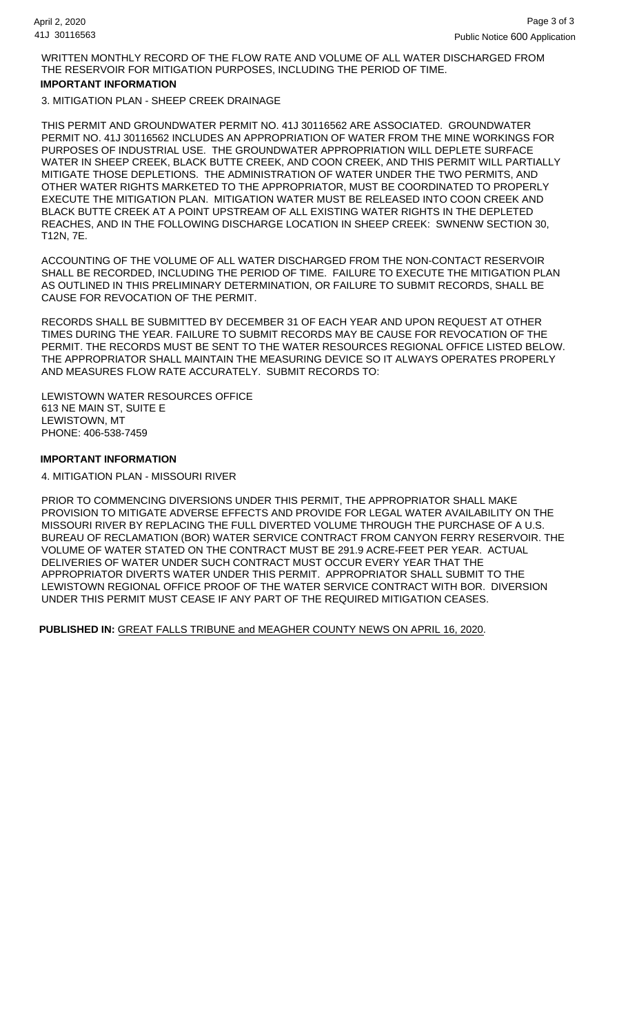WRITTEN MONTHLY RECORD OF THE FLOW RATE AND VOLUME OF ALL WATER DISCHARGED FROM THE RESERVOIR FOR MITIGATION PURPOSES, INCLUDING THE PERIOD OF TIME.

**IMPORTANT INFORMATION**

3. MITIGATION PLAN - SHEEP CREEK DRAINAGE

THIS PERMIT AND GROUNDWATER PERMIT NO. 41J 30116562 ARE ASSOCIATED. GROUNDWATER PERMIT NO. 41J 30116562 INCLUDES AN APPROPRIATION OF WATER FROM THE MINE WORKINGS FOR PURPOSES OF INDUSTRIAL USE. THE GROUNDWATER APPROPRIATION WILL DEPLETE SURFACE WATER IN SHEEP CREEK, BLACK BUTTE CREEK, AND COON CREEK, AND THIS PERMIT WILL PARTIALLY MITIGATE THOSE DEPLETIONS. THE ADMINISTRATION OF WATER UNDER THE TWO PERMITS, AND OTHER WATER RIGHTS MARKETED TO THE APPROPRIATOR, MUST BE COORDINATED TO PROPERLY EXECUTE THE MITIGATION PLAN. MITIGATION WATER MUST BE RELEASED INTO COON CREEK AND BLACK BUTTE CREEK AT A POINT UPSTREAM OF ALL EXISTING WATER RIGHTS IN THE DEPLETED REACHES, AND IN THE FOLLOWING DISCHARGE LOCATION IN SHEEP CREEK: SWNENW SECTION 30, T12N, 7E.

ACCOUNTING OF THE VOLUME OF ALL WATER DISCHARGED FROM THE NON-CONTACT RESERVOIR SHALL BE RECORDED, INCLUDING THE PERIOD OF TIME. FAILURE TO EXECUTE THE MITIGATION PLAN AS OUTLINED IN THIS PRELIMINARY DETERMINATION, OR FAILURE TO SUBMIT RECORDS, SHALL BE CAUSE FOR REVOCATION OF THE PERMIT.

RECORDS SHALL BE SUBMITTED BY DECEMBER 31 OF EACH YEAR AND UPON REQUEST AT OTHER TIMES DURING THE YEAR. FAILURE TO SUBMIT RECORDS MAY BE CAUSE FOR REVOCATION OF THE PERMIT. THE RECORDS MUST BE SENT TO THE WATER RESOURCES REGIONAL OFFICE LISTED BELOW. THE APPROPRIATOR SHALL MAINTAIN THE MEASURING DEVICE SO IT ALWAYS OPERATES PROPERLY AND MEASURES FLOW RATE ACCURATELY. SUBMIT RECORDS TO:

LEWISTOWN WATER RESOURCES OFFICE
613 NE MAIN ST, SUITE E
LEWISTOWN, MT
PHONE: 406-538-7459

**IMPORTANT INFORMATION**

4. MITIGATION PLAN - MISSOURI RIVER

PRIOR TO COMMENCING DIVERSIONS UNDER THIS PERMIT, THE APPROPRIATOR SHALL MAKE PROVISION TO MITIGATE ADVERSE EFFECTS AND PROVIDE FOR LEGAL WATER AVAILABILITY ON THE MISSOURI RIVER BY REPLACING THE FULL DIVERTED VOLUME THROUGH THE PURCHASE OF A U.S. BUREAU OF RECLAMATION (BOR) WATER SERVICE CONTRACT FROM CANYON FERRY RESERVOIR. THE VOLUME OF WATER STATED ON THE CONTRACT MUST BE 291.9 ACRE-FEET PER YEAR. ACTUAL DELIVERIES OF WATER UNDER SUCH CONTRACT MUST OCCUR EVERY YEAR THAT THE APPROPRIATOR DIVERTS WATER UNDER THIS PERMIT. APPROPRIATOR SHALL SUBMIT TO THE LEWISTOWN REGIONAL OFFICE PROOF OF THE WATER SERVICE CONTRACT WITH BOR. DIVERSION UNDER THIS PERMIT MUST CEASE IF ANY PART OF THE REQUIRED MITIGATION CEASES.

**PUBLISHED IN:** GREAT FALLS TRIBUNE and MEAGHER COUNTY NEWS ON APRIL 16, 2020.